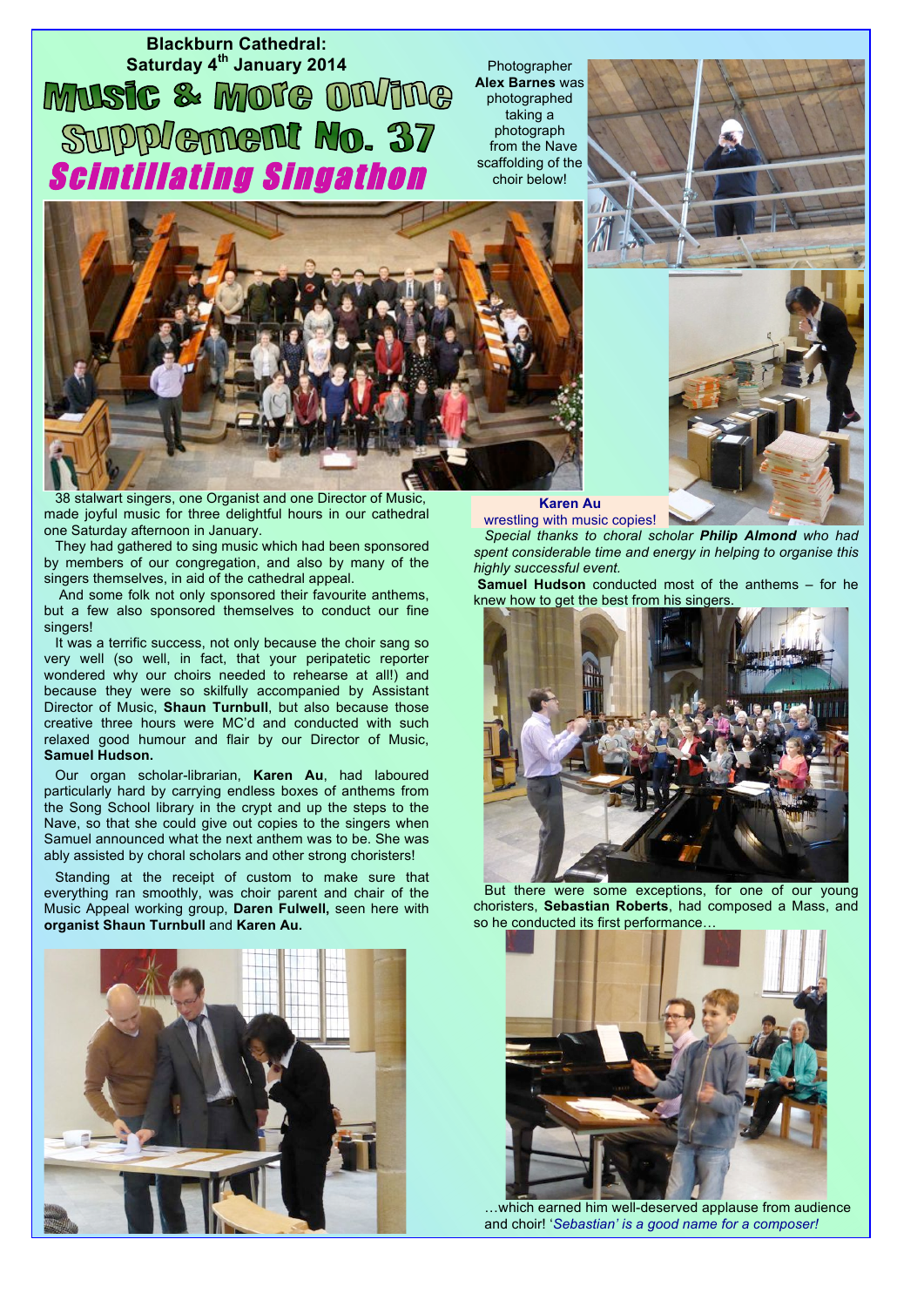**Blackburn Cathedral:**
**Saturday 4th January 2014**

# Music & More Online Supplement No. 37

## *Scintillating Singathon*

Photographer **Alex Barnes** was photographed taking a photograph from the Nave scaffolding of the choir below!

38 stalwart singers, one Organist and one Director of Music, made joyful music for three delightful hours in our cathedral one Saturday afternoon in January.

They had gathered to sing music which had been sponsored by members of our congregation, and also by many of the singers themselves, in aid of the cathedral appeal.

And some folk not only sponsored their favourite anthems, but a few also sponsored themselves to conduct our fine singers!

It was a terrific success, not only because the choir sang so very well (so well, in fact, that your peripatetic reporter wondered why our choirs needed to rehearse at all!) and because they were so skilfully accompanied by Assistant Director of Music, **Shaun Turnbull**, but also because those creative three hours were MC'd and conducted with such relaxed good humour and flair by our Director of Music, **Samuel Hudson.**

Our organ scholar-librarian, **Karen Au**, had laboured particularly hard by carrying endless boxes of anthems from the Song School library in the crypt and up the steps to the Nave, so that she could give out copies to the singers when Samuel announced what the next anthem was to be. She was ably assisted by choral scholars and other strong choristers!

Standing at the receipt of custom to make sure that everything ran smoothly, was choir parent and chair of the Music Appeal working group, **Daren Fulwell,** seen here with **organist Shaun Turnbull** and **Karen Au.**

**Karen Au**
wrestling with music copies!

*Special thanks to choral scholar **Philip Almond** who had spent considerable time and energy in helping to organise this highly successful event.*

**Samuel Hudson** conducted most of the anthems – for he knew how to get the best from his singers.

But there were some exceptions, for one of our young choristers, **Sebastian Roberts**, had composed a Mass, and so he conducted its first performance…

…which earned him well-deserved applause from audience and choir! '*Sebastian' is a good name for a composer!*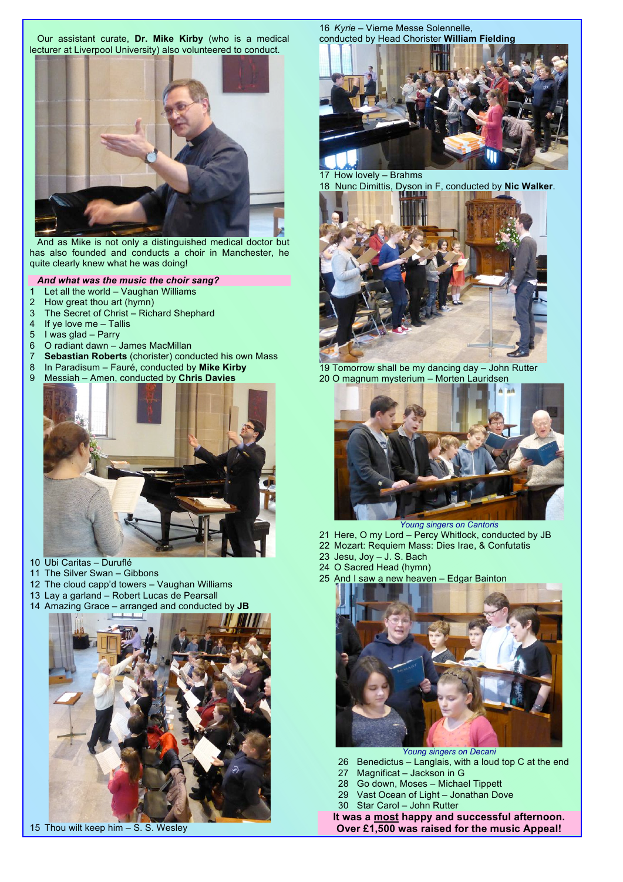Our assistant curate, **Dr. Mike Kirby** (who is a medical lecturer at Liverpool University) also volunteered to conduct.

And as Mike is not only a distinguished medical doctor but has also founded and conducts a choir in Manchester, he quite clearly knew what he was doing!

***And what was the music the choir sang?***

1 Let all the world – Vaughan Williams
2 How great thou art (hymn)
3 The Secret of Christ – Richard Shephard
4 If ye love me – Tallis
5 I was glad – Parry
6 O radiant dawn – James MacMillan
7 **Sebastian Roberts** (chorister) conducted his own Mass
8 In Paradisum – Fauré, conducted by **Mike Kirby**
9 Messiah – Amen, conducted by **Chris Davies**
10 Ubi Caritas – Duruflé
11 The Silver Swan – Gibbons
12 The cloud capp'd towers – Vaughan Williams
13 Lay a garland – Robert Lucas de Pearsall
14 Amazing Grace – arranged and conducted by **JB**
15 Thou wilt keep him – S. S. Wesley
16 *Kyrie* – Vierne Messe Solennelle, conducted by Head Chorister **William Fielding**
17 How lovely – Brahms
18 Nunc Dimittis, Dyson in F, conducted by **Nic Walker**.
19 Tomorrow shall be my dancing day – John Rutter
20 O magnum mysterium – Morten Lauridsen

*Young singers on Cantoris*

21 Here, O my Lord – Percy Whitlock, conducted by JB
22 Mozart: Requiem Mass: Dies Irae, & Confutatis
23 Jesu, Joy – J. S. Bach
24 O Sacred Head (hymn)
25 And I saw a new heaven – Edgar Bainton

*Young singers on Decani*

26 Benedictus – Langlais, with a loud top C at the end
27 Magnificat – Jackson in G
28 Go down, Moses – Michael Tippett
29 Vast Ocean of Light – Jonathan Dove
30 Star Carol – John Rutter

**It was a most happy and successful afternoon. Over £1,500 was raised for the music Appeal!**